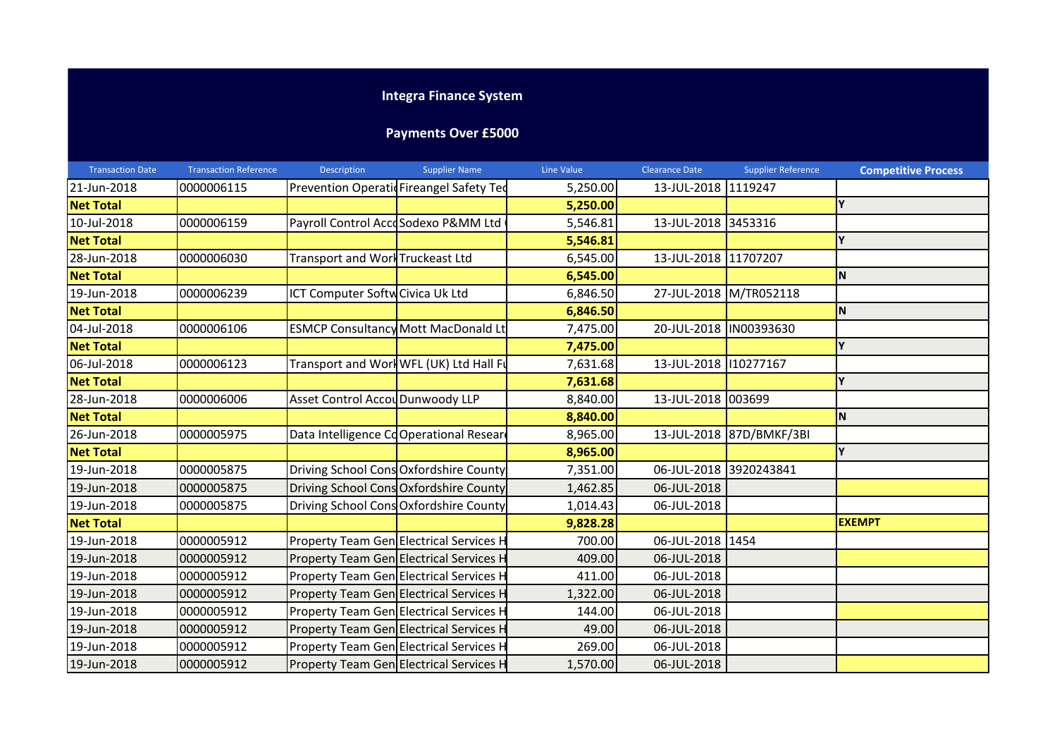# Integra Finance System

## Payments Over £5000

| Transaction Date | Transaction Reference | Description | Supplier Name | Line Value | Clearance Date | Supplier Reference | Competitive Process |
|---|---|---|---|---|---|---|---|
| 21-Jun-2018 | 0000006115 | Prevention Operatio | Fireangel Safety Tec | 5,250.00 | 13-JUL-2018 | 1119247 | |
| **Net Total** | | | | **5,250.00** | | | Y |
| 10-Jul-2018 | 0000006159 | Payroll Control Acco | Sodexo P&MM Ltd | 5,546.81 | 13-JUL-2018 | 3453316 | |
| **Net Total** | | | | **5,546.81** | | | Y |
| 28-Jun-2018 | 0000006030 | Transport and Work | Truckeast Ltd | 6,545.00 | 13-JUL-2018 | 11707207 | |
| **Net Total** | | | | **6,545.00** | | | N |
| 19-Jun-2018 | 0000006239 | ICT Computer Softw | Civica Uk Ltd | 6,846.50 | 27-JUL-2018 | M/TR052118 | |
| **Net Total** | | | | **6,846.50** | | | N |
| 04-Jul-2018 | 0000006106 | ESMCP Consultancy | Mott MacDonald Lt | 7,475.00 | 20-JUL-2018 | IN00393630 | |
| **Net Total** | | | | **7,475.00** | | | Y |
| 06-Jul-2018 | 0000006123 | Transport and Work | WFL (UK) Ltd Hall Fu | 7,631.68 | 13-JUL-2018 | I10277167 | |
| **Net Total** | | | | **7,631.68** | | | Y |
| 28-Jun-2018 | 0000006006 | Asset Control Accou | Dunwoody LLP | 8,840.00 | 13-JUL-2018 | 003699 | |
| **Net Total** | | | | **8,840.00** | | | N |
| 26-Jun-2018 | 0000005975 | Data Intelligence Co | Operational Resear | 8,965.00 | 13-JUL-2018 | 87D/BMKF/3BI | |
| **Net Total** | | | | **8,965.00** | | | Y |
| 19-Jun-2018 | 0000005875 | Driving School Cons | Oxfordshire County | 7,351.00 | 06-JUL-2018 | 3920243841 | |
| 19-Jun-2018 | 0000005875 | Driving School Cons | Oxfordshire County | 1,462.85 | 06-JUL-2018 | | |
| 19-Jun-2018 | 0000005875 | Driving School Cons | Oxfordshire County | 1,014.43 | 06-JUL-2018 | | |
| **Net Total** | | | | **9,828.28** | | | EXEMPT |
| 19-Jun-2018 | 0000005912 | Property Team Gen | Electrical Services H | 700.00 | 06-JUL-2018 | 1454 | |
| 19-Jun-2018 | 0000005912 | Property Team Gen | Electrical Services H | 409.00 | 06-JUL-2018 | | |
| 19-Jun-2018 | 0000005912 | Property Team Gen | Electrical Services H | 411.00 | 06-JUL-2018 | | |
| 19-Jun-2018 | 0000005912 | Property Team Gen | Electrical Services H | 1,322.00 | 06-JUL-2018 | | |
| 19-Jun-2018 | 0000005912 | Property Team Gen | Electrical Services H | 144.00 | 06-JUL-2018 | | |
| 19-Jun-2018 | 0000005912 | Property Team Gen | Electrical Services H | 49.00 | 06-JUL-2018 | | |
| 19-Jun-2018 | 0000005912 | Property Team Gen | Electrical Services H | 269.00 | 06-JUL-2018 | | |
| 19-Jun-2018 | 0000005912 | Property Team Gen | Electrical Services H | 1,570.00 | 06-JUL-2018 | | |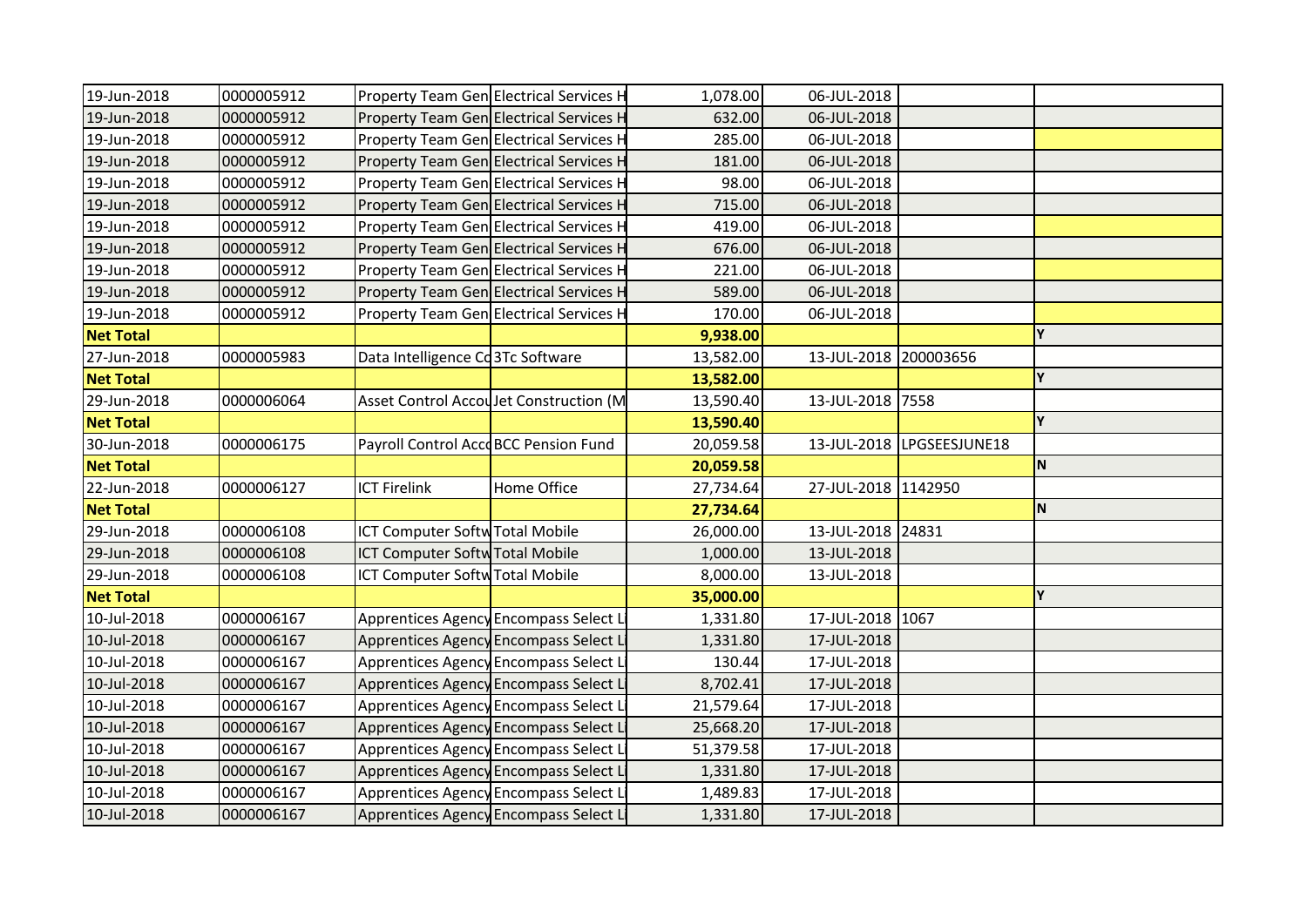| | | | | | | | |
|---|---|---|---|---|---|---|---|
| 19-Jun-2018 | 0000005912 | Property Team Gen | Electrical Services H | 1,078.00 | 06-JUL-2018 | | |
| 19-Jun-2018 | 0000005912 | Property Team Gen | Electrical Services H | 632.00 | 06-JUL-2018 | | |
| 19-Jun-2018 | 0000005912 | Property Team Gen | Electrical Services H | 285.00 | 06-JUL-2018 | | |
| 19-Jun-2018 | 0000005912 | Property Team Gen | Electrical Services H | 181.00 | 06-JUL-2018 | | |
| 19-Jun-2018 | 0000005912 | Property Team Gen | Electrical Services H | 98.00 | 06-JUL-2018 | | |
| 19-Jun-2018 | 0000005912 | Property Team Gen | Electrical Services H | 715.00 | 06-JUL-2018 | | |
| 19-Jun-2018 | 0000005912 | Property Team Gen | Electrical Services H | 419.00 | 06-JUL-2018 | | |
| 19-Jun-2018 | 0000005912 | Property Team Gen | Electrical Services H | 676.00 | 06-JUL-2018 | | |
| 19-Jun-2018 | 0000005912 | Property Team Gen | Electrical Services H | 221.00 | 06-JUL-2018 | | |
| 19-Jun-2018 | 0000005912 | Property Team Gen | Electrical Services H | 589.00 | 06-JUL-2018 | | |
| 19-Jun-2018 | 0000005912 | Property Team Gen | Electrical Services H | 170.00 | 06-JUL-2018 | | |
| **Net Total** | | | | **9,938.00** | | | **Y** |
| 27-Jun-2018 | 0000005983 | Data Intelligence Co | 3Tc Software | 13,582.00 | 13-JUL-2018 | 200003656 | |
| **Net Total** | | | | **13,582.00** | | | **Y** |
| 29-Jun-2018 | 0000006064 | Asset Control Accou | Jet Construction (M | 13,590.40 | 13-JUL-2018 | 7558 | |
| **Net Total** | | | | **13,590.40** | | | **Y** |
| 30-Jun-2018 | 0000006175 | Payroll Control Acco | BCC Pension Fund | 20,059.58 | 13-JUL-2018 | LPGSEESJUNE18 | |
| **Net Total** | | | | **20,059.58** | | | **N** |
| 22-Jun-2018 | 0000006127 | ICT Firelink | Home Office | 27,734.64 | 27-JUL-2018 | 1142950 | |
| **Net Total** | | | | **27,734.64** | | | **N** |
| 29-Jun-2018 | 0000006108 | ICT Computer Softw | Total Mobile | 26,000.00 | 13-JUL-2018 | 24831 | |
| 29-Jun-2018 | 0000006108 | ICT Computer Softw | Total Mobile | 1,000.00 | 13-JUL-2018 | | |
| 29-Jun-2018 | 0000006108 | ICT Computer Softw | Total Mobile | 8,000.00 | 13-JUL-2018 | | |
| **Net Total** | | | | **35,000.00** | | | **Y** |
| 10-Jul-2018 | 0000006167 | Apprentices Agency | Encompass Select Li | 1,331.80 | 17-JUL-2018 | 1067 | |
| 10-Jul-2018 | 0000006167 | Apprentices Agency | Encompass Select Li | 1,331.80 | 17-JUL-2018 | | |
| 10-Jul-2018 | 0000006167 | Apprentices Agency | Encompass Select Li | 130.44 | 17-JUL-2018 | | |
| 10-Jul-2018 | 0000006167 | Apprentices Agency | Encompass Select Li | 8,702.41 | 17-JUL-2018 | | |
| 10-Jul-2018 | 0000006167 | Apprentices Agency | Encompass Select Li | 21,579.64 | 17-JUL-2018 | | |
| 10-Jul-2018 | 0000006167 | Apprentices Agency | Encompass Select Li | 25,668.20 | 17-JUL-2018 | | |
| 10-Jul-2018 | 0000006167 | Apprentices Agency | Encompass Select Li | 51,379.58 | 17-JUL-2018 | | |
| 10-Jul-2018 | 0000006167 | Apprentices Agency | Encompass Select Li | 1,331.80 | 17-JUL-2018 | | |
| 10-Jul-2018 | 0000006167 | Apprentices Agency | Encompass Select Li | 1,489.83 | 17-JUL-2018 | | |
| 10-Jul-2018 | 0000006167 | Apprentices Agency | Encompass Select Li | 1,331.80 | 17-JUL-2018 | | |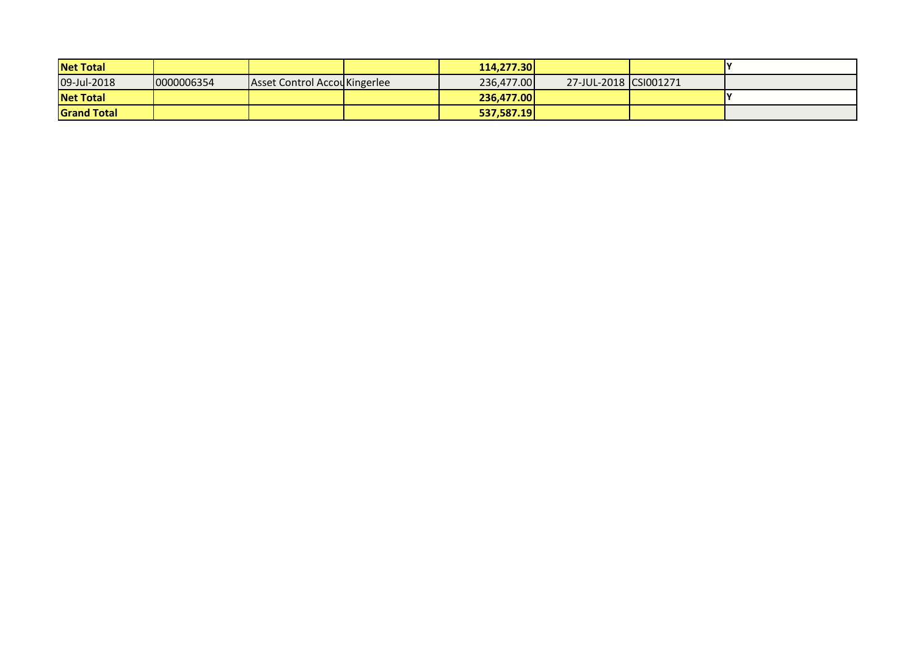| | | | | | | | |
|---|---|---|---|---|---|---|---|
| **Net Total** | | | | **114,277.30** | | | **Y** |
| 09-Jul-2018 | 0000006354 | Asset Control Accou | Kingerlee | 236,477.00 | 27-JUL-2018 | CSI001271 | |
| **Net Total** | | | | **236,477.00** | | | **Y** |
| **Grand Total** | | | | **537,587.19** | | | |